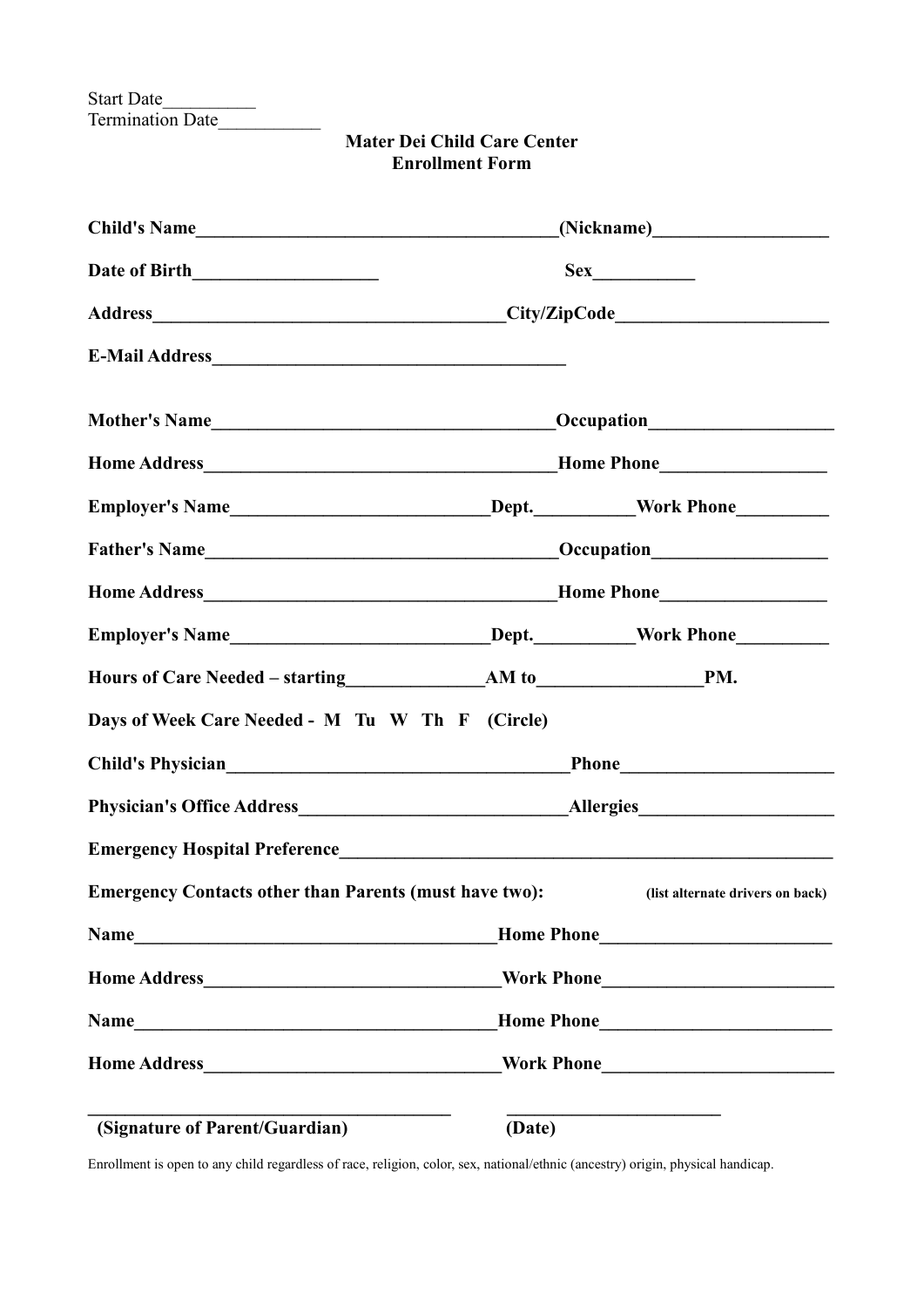Start Date__________
Termination Date___________

**Mater Dei Child Care Center**
**Enrollment Form**

**Child's Name________________________________________(Nickname)___________________**

**Date of Birth____________________ Sex___________**

**Address_______________________________________City/ZipCode_______________________**

**E-Mail Address_______________________________________**

**Mother's Name______________________________________Occupation____________________**

**Home Address_______________________________________Home Phone__________________**

**Employer's Name____________________________Dept.___________Work Phone__________**

**Father's Name_______________________________________Occupation___________________**

**Home Address_______________________________________Home Phone__________________**

**Employer's Name____________________________Dept.___________Work Phone__________**

**Hours of Care Needed – starting_______________AM to__________________PM.**

**Days of Week Care Needed - M Tu W Th F (Circle)**

**Child's Physician_____________________________________Phone_______________________**

**Physician's Office Address_____________________________Allergies_____________________**

**Emergency Hospital Preference_________________________________________________________**

**Emergency Contacts other than Parents (must have two):** **(list alternate drivers on back)**

**Name________________________________________Home Phone_________________________**

**Home Address________________________________Work Phone_________________________**

**Name________________________________________Home Phone_________________________**

**Home Address________________________________Work Phone_________________________**

__________________________________________ _________________________
**(Signature of Parent/Guardian)** **(Date)**

Enrollment is open to any child regardless of race, religion, color, sex, national/ethnic (ancestry) origin, physical handicap.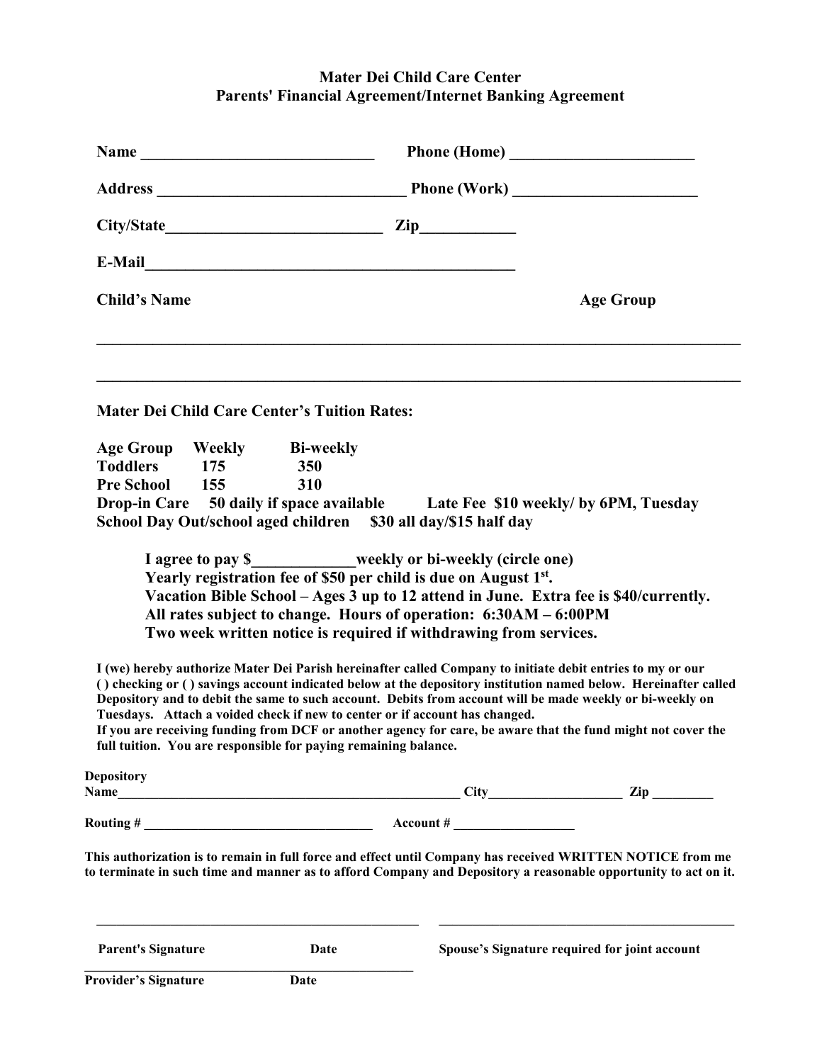# Mater Dei Child Care Center
## Parents' Financial Agreement/Internet Banking Agreement

**Name** ____________________________ **Phone (Home)** ______________________

**Address** _____________________________ **Phone (Work)** ______________________

**City/State**__________________________ **Zip**___________

**E-Mail**_____________________________________________

**Child's Name** **Age Group**

_______________________________________________________________________________

_______________________________________________________________________________

**Mater Dei Child Care Center's Tuition Rates:**

| Age Group | Weekly | Bi-weekly |
|---|---|---|
| Toddlers | 175 | 350 |
| Pre School | 155 | 310 |

**Drop-in Care 50 daily if space available Late Fee $10 weekly/ by 6PM, Tuesday**
**School Day Out/school aged children $30 all day/$15 half day**

**I agree to pay $____________weekly or bi-weekly (circle one)**
**Yearly registration fee of $50 per child is due on August 1st.**
**Vacation Bible School – Ages 3 up to 12 attend in June. Extra fee is $40/currently.**
**All rates subject to change. Hours of operation: 6:30AM – 6:00PM**
**Two week written notice is required if withdrawing from services.**

**I (we) hereby authorize Mater Dei Parish hereinafter called Company to initiate debit entries to my or our ( ) checking or ( ) savings account indicated below at the depository institution named below. Hereinafter called Depository and to debit the same to such account. Debits from account will be made weekly or bi-weekly on Tuesdays. Attach a voided check if new to center or if account has changed.**
**If you are receiving funding from DCF or another agency for care, be aware that the fund might not cover the full tuition. You are responsible for paying remaining balance.**

**Depository Name**______________________________________________ **City**__________________ **Zip** ________

**Routing #** ______________________________ **Account #** ________________

**This authorization is to remain in full force and effect until Company has received WRITTEN NOTICE from me to terminate in such time and manner as to afford Company and Depository a reasonable opportunity to act on it.**

_____________________________________________ _________________________________________

**Parent's Signature** **Date** **Spouse's Signature required for joint account**

_____________________________________________

**Provider's Signature** **Date**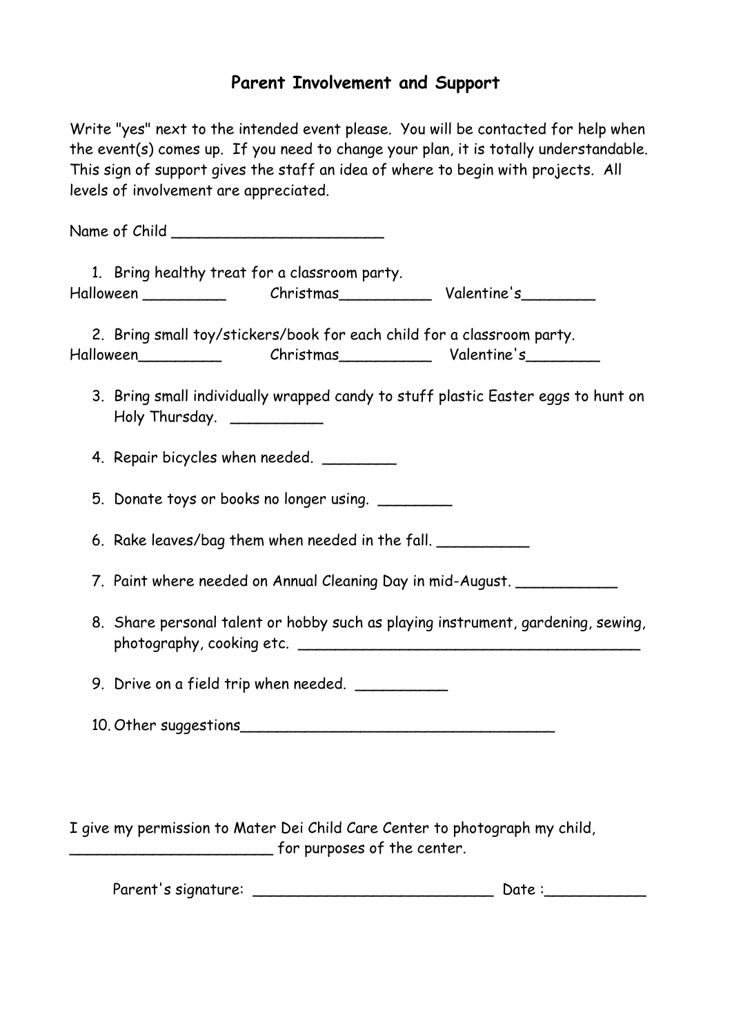# Parent Involvement and Support

Write "yes" next to the intended event please. You will be contacted for help when the event(s) comes up. If you need to change your plan, it is totally understandable. This sign of support gives the staff an idea of where to begin with projects. All levels of involvement are appreciated.

Name of Child ________________________

1. Bring healthy treat for a classroom party.

Halloween _________ Christmas__________ Valentine's________

2. Bring small toy/stickers/book for each child for a classroom party.

Halloween_________ Christmas__________ Valentine's________

3. Bring small individually wrapped candy to stuff plastic Easter eggs to hunt on Holy Thursday. __________
4. Repair bicycles when needed. ________
5. Donate toys or books no longer using. ________
6. Rake leaves/bag them when needed in the fall. __________
7. Paint where needed on Annual Cleaning Day in mid-August. ___________
8. Share personal talent or hobby such as playing instrument, gardening, sewing, photography, cooking etc. _______________________________________
9. Drive on a field trip when needed. __________
10. Other suggestions___________________________________

I give my permission to Mater Dei Child Care Center to photograph my child, _______________________ for purposes of the center.

Parent's signature: ___________________________ Date :___________